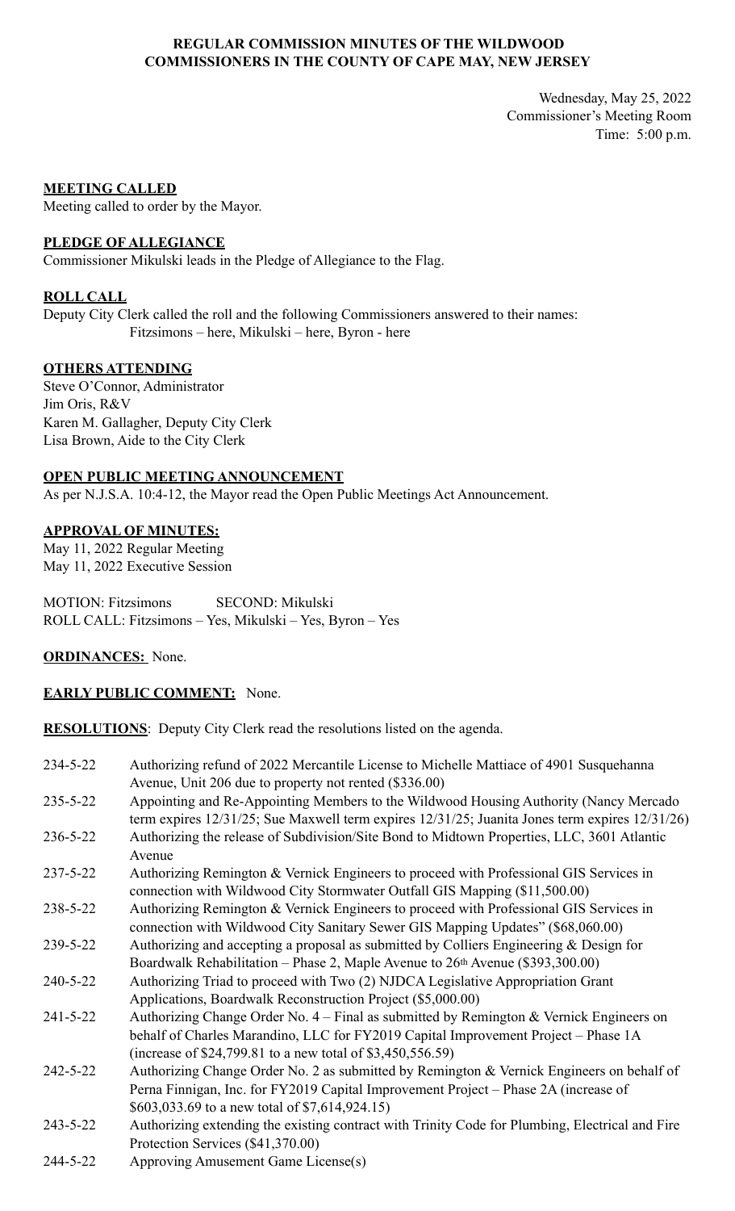**REGULAR COMMISSION MINUTES OF THE WILDWOOD COMMISSIONERS IN THE COUNTY OF CAPE MAY, NEW JERSEY**

Wednesday, May 25, 2022
Commissioner's Meeting Room
Time: 5:00 p.m.

**MEETING CALLED**

Meeting called to order by the Mayor.

**PLEDGE OF ALLEGIANCE**

Commissioner Mikulski leads in the Pledge of Allegiance to the Flag.

**ROLL CALL**

Deputy City Clerk called the roll and the following Commissioners answered to their names:
Fitzsimons – here, Mikulski – here, Byron - here

**OTHERS ATTENDING**

Steve O'Connor, Administrator
Jim Oris, R&V
Karen M. Gallagher, Deputy City Clerk
Lisa Brown, Aide to the City Clerk

**OPEN PUBLIC MEETING ANNOUNCEMENT**

As per N.J.S.A. 10:4-12, the Mayor read the Open Public Meetings Act Announcement.

**APPROVAL OF MINUTES:**

May 11, 2022 Regular Meeting
May 11, 2022 Executive Session

MOTION: Fitzsimons SECOND: Mikulski
ROLL CALL: Fitzsimons – Yes, Mikulski – Yes, Byron – Yes

**ORDINANCES:** None.

**EARLY PUBLIC COMMENT:** None.

**RESOLUTIONS**: Deputy City Clerk read the resolutions listed on the agenda.

234-5-22 Authorizing refund of 2022 Mercantile License to Michelle Mattiace of 4901 Susquehanna Avenue, Unit 206 due to property not rented ($336.00)

235-5-22 Appointing and Re-Appointing Members to the Wildwood Housing Authority (Nancy Mercado term expires 12/31/25; Sue Maxwell term expires 12/31/25; Juanita Jones term expires 12/31/26)

236-5-22 Authorizing the release of Subdivision/Site Bond to Midtown Properties, LLC, 3601 Atlantic Avenue

237-5-22 Authorizing Remington & Vernick Engineers to proceed with Professional GIS Services in connection with Wildwood City Stormwater Outfall GIS Mapping ($11,500.00)

238-5-22 Authorizing Remington & Vernick Engineers to proceed with Professional GIS Services in connection with Wildwood City Sanitary Sewer GIS Mapping Updates" ($68,060.00)

239-5-22 Authorizing and accepting a proposal as submitted by Colliers Engineering & Design for Boardwalk Rehabilitation – Phase 2, Maple Avenue to 26th Avenue ($393,300.00)

240-5-22 Authorizing Triad to proceed with Two (2) NJDCA Legislative Appropriation Grant Applications, Boardwalk Reconstruction Project ($5,000.00)

241-5-22 Authorizing Change Order No. 4 – Final as submitted by Remington & Vernick Engineers on behalf of Charles Marandino, LLC for FY2019 Capital Improvement Project – Phase 1A (increase of $24,799.81 to a new total of $3,450,556.59)

242-5-22 Authorizing Change Order No. 2 as submitted by Remington & Vernick Engineers on behalf of Perna Finnigan, Inc. for FY2019 Capital Improvement Project – Phase 2A (increase of $603,033.69 to a new total of $7,614,924.15)

243-5-22 Authorizing extending the existing contract with Trinity Code for Plumbing, Electrical and Fire Protection Services ($41,370.00)

244-5-22 Approving Amusement Game License(s)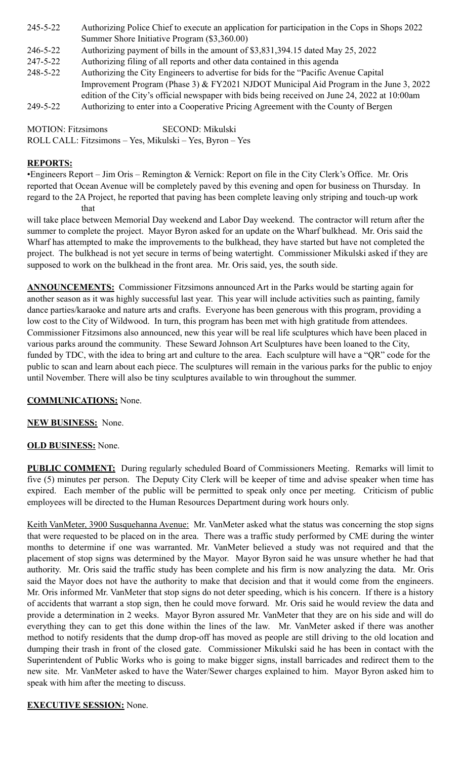245-5-22 Authorizing Police Chief to execute an application for participation in the Cops in Shops 2022 Summer Shore Initiative Program ($3,360.00)

246-5-22 Authorizing payment of bills in the amount of $3,831,394.15 dated May 25, 2022

247-5-22 Authorizing filing of all reports and other data contained in this agenda

248-5-22 Authorizing the City Engineers to advertise for bids for the "Pacific Avenue Capital Improvement Program (Phase 3) & FY2021 NJDOT Municipal Aid Program in the June 3, 2022 edition of the City's official newspaper with bids being received on June 24, 2022 at 10:00am

249-5-22 Authorizing to enter into a Cooperative Pricing Agreement with the County of Bergen

MOTION: Fitzsimons SECOND: Mikulski
ROLL CALL: Fitzsimons – Yes, Mikulski – Yes, Byron – Yes

**REPORTS:**

•Engineers Report – Jim Oris – Remington & Vernick: Report on file in the City Clerk's Office. Mr. Oris reported that Ocean Avenue will be completely paved by this evening and open for business on Thursday. In regard to the 2A Project, he reported that paving has been complete leaving only striping and touch-up work that will take place between Memorial Day weekend and Labor Day weekend. The contractor will return after the summer to complete the project. Mayor Byron asked for an update on the Wharf bulkhead. Mr. Oris said the Wharf has attempted to make the improvements to the bulkhead, they have started but have not completed the project. The bulkhead is not yet secure in terms of being watertight. Commissioner Mikulski asked if they are supposed to work on the bulkhead in the front area. Mr. Oris said, yes, the south side.

**ANNOUNCEMENTS:** Commissioner Fitzsimons announced Art in the Parks would be starting again for another season as it was highly successful last year. This year will include activities such as painting, family dance parties/karaoke and nature arts and crafts. Everyone has been generous with this program, providing a low cost to the City of Wildwood. In turn, this program has been met with high gratitude from attendees. Commissioner Fitzsimons also announced, new this year will be real life sculptures which have been placed in various parks around the community. These Seward Johnson Art Sculptures have been loaned to the City, funded by TDC, with the idea to bring art and culture to the area. Each sculpture will have a "QR" code for the public to scan and learn about each piece. The sculptures will remain in the various parks for the public to enjoy until November. There will also be tiny sculptures available to win throughout the summer.

**COMMUNICATIONS:** None.

**NEW BUSINESS:** None.

**OLD BUSINESS:** None.

**PUBLIC COMMENT:** During regularly scheduled Board of Commissioners Meeting. Remarks will limit to five (5) minutes per person. The Deputy City Clerk will be keeper of time and advise speaker when time has expired. Each member of the public will be permitted to speak only once per meeting. Criticism of public employees will be directed to the Human Resources Department during work hours only.

Keith VanMeter, 3900 Susquehanna Avenue: Mr. VanMeter asked what the status was concerning the stop signs that were requested to be placed on in the area. There was a traffic study performed by CME during the winter months to determine if one was warranted. Mr. VanMeter believed a study was not required and that the placement of stop signs was determined by the Mayor. Mayor Byron said he was unsure whether he had that authority. Mr. Oris said the traffic study has been complete and his firm is now analyzing the data. Mr. Oris said the Mayor does not have the authority to make that decision and that it would come from the engineers. Mr. Oris informed Mr. VanMeter that stop signs do not deter speeding, which is his concern. If there is a history of accidents that warrant a stop sign, then he could move forward. Mr. Oris said he would review the data and provide a determination in 2 weeks. Mayor Byron assured Mr. VanMeter that they are on his side and will do everything they can to get this done within the lines of the law. Mr. VanMeter asked if there was another method to notify residents that the dump drop-off has moved as people are still driving to the old location and dumping their trash in front of the closed gate. Commissioner Mikulski said he has been in contact with the Superintendent of Public Works who is going to make bigger signs, install barricades and redirect them to the new site. Mr. VanMeter asked to have the Water/Sewer charges explained to him. Mayor Byron asked him to speak with him after the meeting to discuss.

**EXECUTIVE SESSION:** None.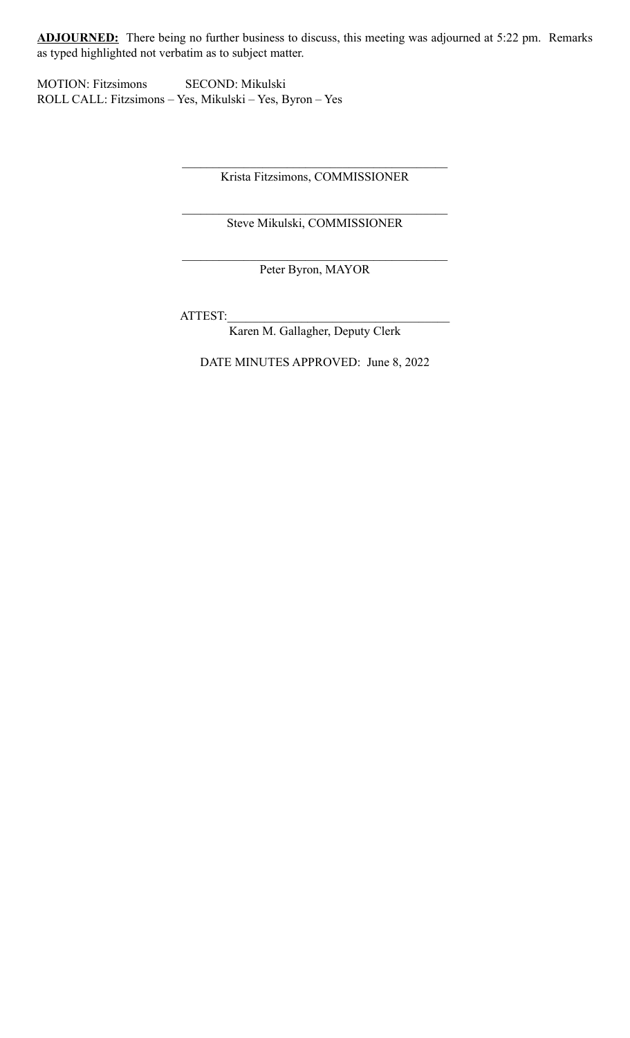**ADJOURNED:** There being no further business to discuss, this meeting was adjourned at 5:22 pm. Remarks as typed highlighted not verbatim as to subject matter.

MOTION: Fitzsimons SECOND: Mikulski
ROLL CALL: Fitzsimons – Yes, Mikulski – Yes, Byron – Yes

\_\_\_\_\_\_\_\_\_\_\_\_\_\_\_\_\_\_\_\_\_\_\_\_\_\_\_\_\_\_\_\_\_\_\_\_\_\_\_\_
Krista Fitzsimons, COMMISSIONER

\_\_\_\_\_\_\_\_\_\_\_\_\_\_\_\_\_\_\_\_\_\_\_\_\_\_\_\_\_\_\_\_\_\_\_\_\_\_\_\_
Steve Mikulski, COMMISSIONER

\_\_\_\_\_\_\_\_\_\_\_\_\_\_\_\_\_\_\_\_\_\_\_\_\_\_\_\_\_\_\_\_\_\_\_\_\_\_\_\_
Peter Byron, MAYOR

ATTEST:\_\_\_\_\_\_\_\_\_\_\_\_\_\_\_\_\_\_\_\_\_\_\_\_\_\_\_\_\_\_\_\_\_\_\_\_
Karen M. Gallagher, Deputy Clerk

DATE MINUTES APPROVED: June 8, 2022